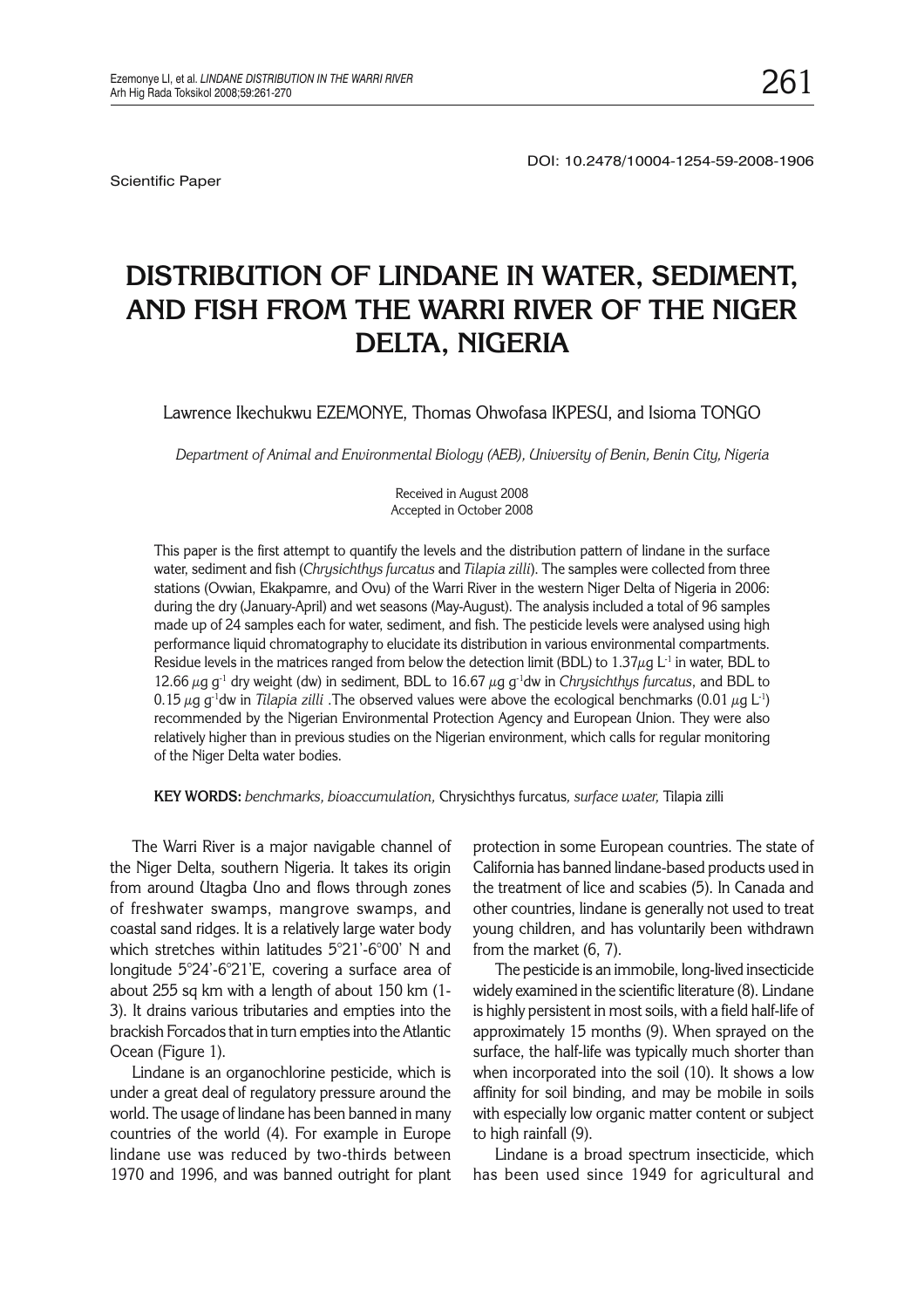DOI: 10.2478/10004-1254-59-2008-1906

Scientific Paper

# DISTRIBUTION OF LINDANE IN WATER, SEDIMENT, AND FISH FROM THE WARRI RIVER OF THE NIGER DELTA, NIGERIA

Lawrence Ikechukwu EZEMONYE, Thomas Ohwofasa IKPESU, and Isioma TONGO

*Department of Animal and Environmental Biology (AEB), University of Benin, Benin City, Nigeria*

Received in August 2008
Accepted in October 2008

This paper is the first attempt to quantify the levels and the distribution pattern of lindane in the surface water, sediment and fish (*Chrysichthys furcatus* and *Tilapia zilli*). The samples were collected from three stations (Ovwian, Ekakpamre, and Ovu) of the Warri River in the western Niger Delta of Nigeria in 2006: during the dry (January-April) and wet seasons (May-August). The analysis included a total of 96 samples made up of 24 samples each for water, sediment, and fish. The pesticide levels were analysed using high performance liquid chromatography to elucidate its distribution in various environmental compartments. Residue levels in the matrices ranged from below the detection limit (BDL) to 1.37 $\mu$g $L^{-1}$ in water, BDL to 12.66 $\mu$g $g^{-1}$ dry weight (dw) in sediment, BDL to 16.67 $\mu$g $g^{-1}$dw in *Chrysichthys furcatus*, and BDL to 0.15 $\mu$g $g^{-1}$dw in *Tilapia zilli* .The observed values were above the ecological benchmarks (0.01 $\mu$g $L^{-1}$) recommended by the Nigerian Environmental Protection Agency and European Union. They were also relatively higher than in previous studies on the Nigerian environment, which calls for regular monitoring of the Niger Delta water bodies.

**KEY WORDS:** *benchmarks, bioaccumulation,* Chrysichthys furcatus*, surface water,* Tilapia zilli

The Warri River is a major navigable channel of the Niger Delta, southern Nigeria. It takes its origin from around Utagba Uno and flows through zones of freshwater swamps, mangrove swamps, and coastal sand ridges. It is a relatively large water body which stretches within latitudes 5°21'-6°00' N and longitude 5°24'-6°21'E, covering a surface area of about 255 sq km with a length of about 150 km (1-3). It drains various tributaries and empties into the brackish Forcados that in turn empties into the Atlantic Ocean (Figure 1).

Lindane is an organochlorine pesticide, which is under a great deal of regulatory pressure around the world. The usage of lindane has been banned in many countries of the world (4). For example in Europe lindane use was reduced by two-thirds between 1970 and 1996, and was banned outright for plant protection in some European countries. The state of California has banned lindane-based products used in the treatment of lice and scabies (5). In Canada and other countries, lindane is generally not used to treat young children, and has voluntarily been withdrawn from the market (6, 7).

The pesticide is an immobile, long-lived insecticide widely examined in the scientific literature (8). Lindane is highly persistent in most soils, with a field half-life of approximately 15 months (9). When sprayed on the surface, the half-life was typically much shorter than when incorporated into the soil (10). It shows a low affinity for soil binding, and may be mobile in soils with especially low organic matter content or subject to high rainfall (9).

Lindane is a broad spectrum insecticide, which has been used since 1949 for agricultural and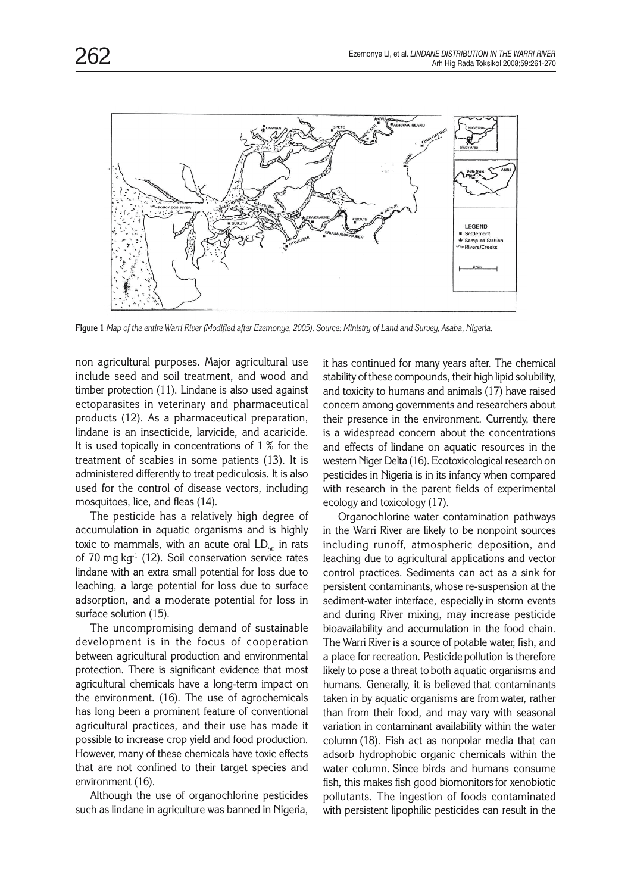**Figure 1** *Map of the entire Warri River (Modified after Ezemonye, 2005). Source: Ministry of Land and Survey, Asaba, Nigeria.*

non agricultural purposes. Major agricultural use include seed and soil treatment, and wood and timber protection (11). Lindane is also used against ectoparasites in veterinary and pharmaceutical products (12). As a pharmaceutical preparation, lindane is an insecticide, larvicide, and acaricide. It is used topically in concentrations of 1 % for the treatment of scabies in some patients (13). It is administered differently to treat pediculosis. It is also used for the control of disease vectors, including mosquitoes, lice, and fleas (14).

The pesticide has a relatively high degree of accumulation in aquatic organisms and is highly toxic to mammals, with an acute oral $LD_{50}$ in rats of 70 mg $kg^{-1}$ (12). Soil conservation service rates lindane with an extra small potential for loss due to leaching, a large potential for loss due to surface adsorption, and a moderate potential for loss in surface solution (15).

The uncompromising demand of sustainable development is in the focus of cooperation between agricultural production and environmental protection. There is significant evidence that most agricultural chemicals have a long-term impact on the environment. (16). The use of agrochemicals has long been a prominent feature of conventional agricultural practices, and their use has made it possible to increase crop yield and food production. However, many of these chemicals have toxic effects that are not confined to their target species and environment (16).

Although the use of organochlorine pesticides such as lindane in agriculture was banned in Nigeria, it has continued for many years after. The chemical stability of these compounds, their high lipid solubility, and toxicity to humans and animals (17) have raised concern among governments and researchers about their presence in the environment. Currently, there is a widespread concern about the concentrations and effects of lindane on aquatic resources in the western Niger Delta (16). Ecotoxicological research on pesticides in Nigeria is in its infancy when compared with research in the parent fields of experimental ecology and toxicology (17).

Organochlorine water contamination pathways in the Warri River are likely to be nonpoint sources including runoff, atmospheric deposition, and leaching due to agricultural applications and vector control practices. Sediments can act as a sink for persistent contaminants, whose re-suspension at the sediment-water interface, especially in storm events and during River mixing, may increase pesticide bioavailability and accumulation in the food chain. The Warri River is a source of potable water, fish, and a place for recreation. Pesticide pollution is therefore likely to pose a threat to both aquatic organisms and humans. Generally, it is believed that contaminants taken in by aquatic organisms are from water, rather than from their food, and may vary with seasonal variation in contaminant availability within the water column (18). Fish act as nonpolar media that can adsorb hydrophobic organic chemicals within the water column. Since birds and humans consume fish, this makes fish good biomonitors for xenobiotic pollutants. The ingestion of foods contaminated with persistent lipophilic pesticides can result in the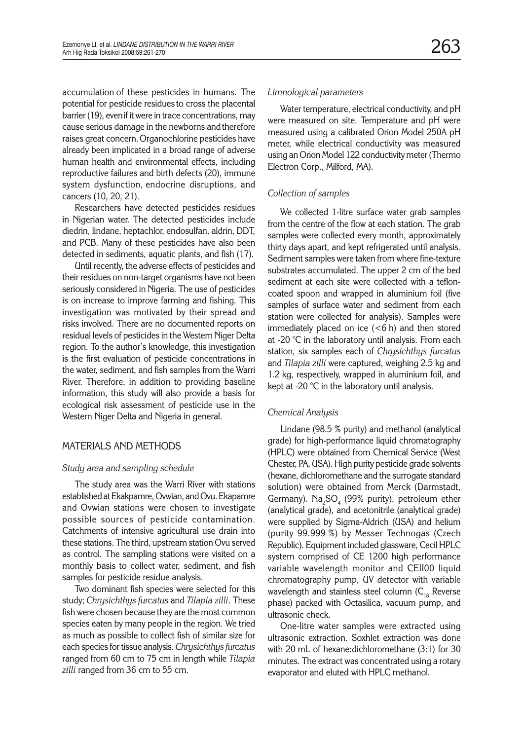accumulation of these pesticides in humans. The potential for pesticide residues to cross the placental barrier (19), even if it were in trace concentrations, may cause serious damage in the newborns and therefore raises great concern. Organochlorine pesticides have already been implicated in a broad range of adverse human health and environmental effects, including reproductive failures and birth defects (20), immune system dysfunction, endocrine disruptions, and cancers (10, 20, 21).

Researchers have detected pesticides residues in Nigerian water. The detected pesticides include diedrin, lindane, heptachlor, endosulfan, aldrin, DDT, and PCB. Many of these pesticides have also been detected in sediments, aquatic plants, and fish (17).

Until recently, the adverse effects of pesticides and their residues on non-target organisms have not been seriously considered in Nigeria. The use of pesticides is on increase to improve farming and fishing. This investigation was motivated by their spread and risks involved. There are no documented reports on residual levels of pesticides in the Western Niger Delta region. To the author's knowledge, this investigation is the first evaluation of pesticide concentrations in the water, sediment, and fish samples from the Warri River. Therefore, in addition to providing baseline information, this study will also provide a basis for ecological risk assessment of pesticide use in the Western Niger Delta and Nigeria in general.

## MATERIALS AND METHODS

### *Study area and sampling schedule*

The study area was the Warri River with stations established at Ekakpamre, Ovwian, and Ovu. Ekapamre and Ovwian stations were chosen to investigate possible sources of pesticide contamination. Catchments of intensive agricultural use drain into these stations. The third, upstream station Ovu served as control. The sampling stations were visited on a monthly basis to collect water, sediment, and fish samples for pesticide residue analysis.

Two dominant fish species were selected for this study; *Chrysichthys furcatus* and *Tilapia zilli*. These fish were chosen because they are the most common species eaten by many people in the region. We tried as much as possible to collect fish of similar size for each species for tissue analysis. *Chrysichthys furcatus* ranged from 60 cm to 75 cm in length while *Tilapia zilli* ranged from 36 cm to 55 cm.

### *Limnological parameters*

Water temperature, electrical conductivity, and pH were measured on site. Temperature and pH were measured using a calibrated Orion Model 250A pH meter, while electrical conductivity was measured using an Orion Model 122 conductivity meter (Thermo Electron Corp., Milford, MA).

### *Collection of samples*

We collected 1-litre surface water grab samples from the centre of the flow at each station. The grab samples were collected every month, approximately thirty days apart, and kept refrigerated until analysis. Sediment samples were taken from where fine-texture substrates accumulated. The upper 2 cm of the bed sediment at each site were collected with a teflon-coated spoon and wrapped in aluminium foil (five samples of surface water and sediment from each station were collected for analysis). Samples were immediately placed on ice (<6 h) and then stored at -20 °C in the laboratory until analysis. From each station, six samples each of *Chrysichthys furcatus* and *Tilapia zilli* were captured, weighing 2.5 kg and 1.2 kg, respectively, wrapped in aluminium foil, and kept at -20 °C in the laboratory until analysis.

### *Chemical Analysis*

Lindane (98.5 % purity) and methanol (analytical grade) for high-performance liquid chromatography (HPLC) were obtained from Chemical Service (West Chester, PA, USA). High purity pesticide grade solvents (hexane, dichloromethane and the surrogate standard solution) were obtained from Merck (Darmstadt, Germany). $Na_2SO_4$ (99% purity), petroleum ether (analytical grade), and acetonitrile (analytical grade) were supplied by Sigma-Aldrich (USA) and helium (purity 99.999 %) by Messer Technogas (Czech Republic). Equipment included glassware, Cecil HPLC system comprised of CE 1200 high performance variable wavelength monitor and CE1100 liquid chromatography pump, UV detector with variable wavelength and stainless steel column ($C_{18}$ Reverse phase) packed with Octasilica, vacuum pump, and ultrasonic check.

One-litre water samples were extracted using ultrasonic extraction. Soxhlet extraction was done with 20 mL of hexane:dichloromethane (3:1) for 30 minutes. The extract was concentrated using a rotary evaporator and eluted with HPLC methanol.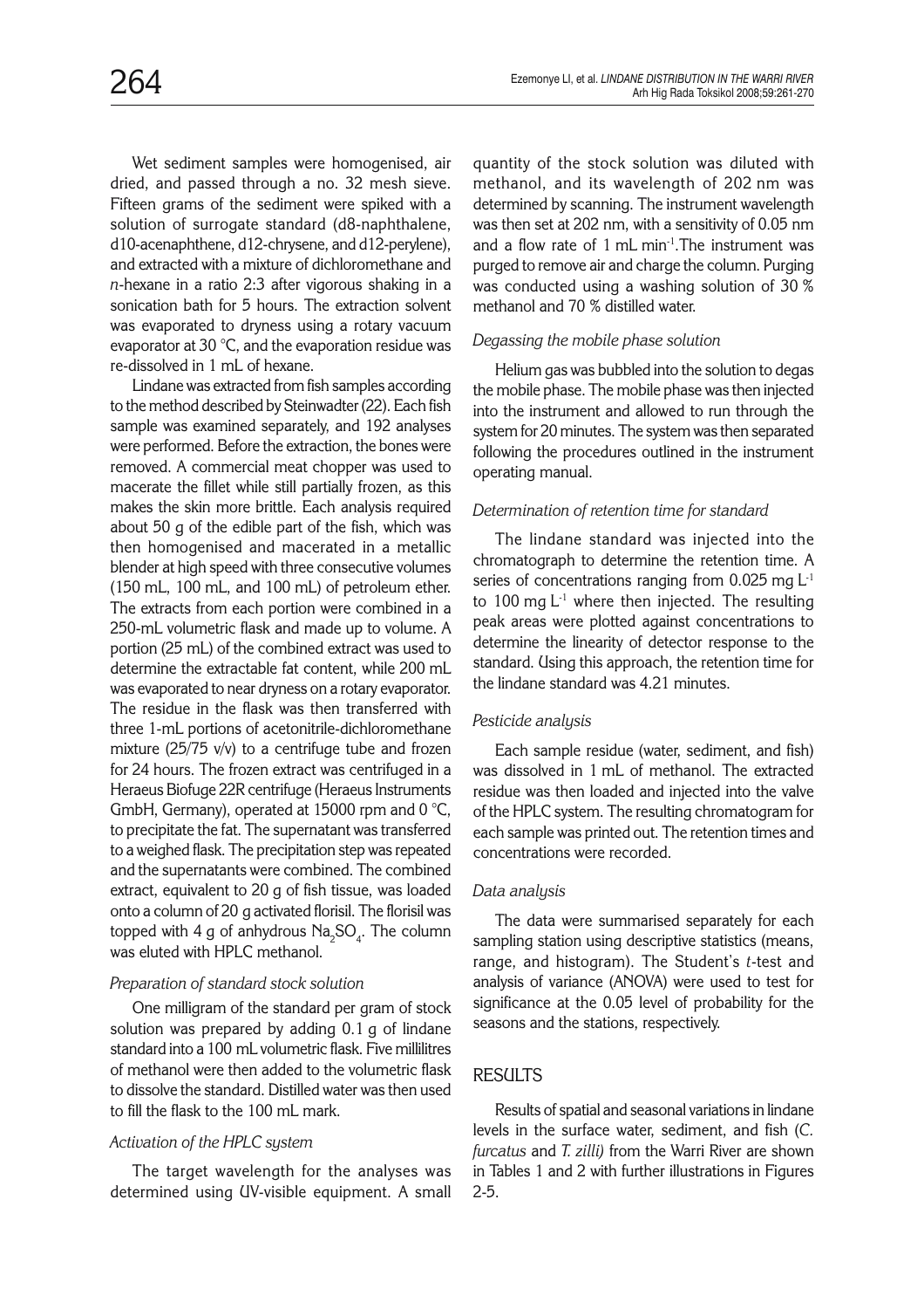Wet sediment samples were homogenised, air dried, and passed through a no. 32 mesh sieve. Fifteen grams of the sediment were spiked with a solution of surrogate standard (d8-naphthalene, d10-acenaphthene, d12-chrysene, and d12-perylene), and extracted with a mixture of dichloromethane and *n*-hexane in a ratio 2:3 after vigorous shaking in a sonication bath for 5 hours. The extraction solvent was evaporated to dryness using a rotary vacuum evaporator at 30 °C, and the evaporation residue was re-dissolved in 1 mL of hexane.

Lindane was extracted from fish samples according to the method described by Steinwadter (22). Each fish sample was examined separately, and 192 analyses were performed. Before the extraction, the bones were removed. A commercial meat chopper was used to macerate the fillet while still partially frozen, as this makes the skin more brittle. Each analysis required about 50 g of the edible part of the fish, which was then homogenised and macerated in a metallic blender at high speed with three consecutive volumes (150 mL, 100 mL, and 100 mL) of petroleum ether. The extracts from each portion were combined in a 250-mL volumetric flask and made up to volume. A portion (25 mL) of the combined extract was used to determine the extractable fat content, while 200 mL was evaporated to near dryness on a rotary evaporator. The residue in the flask was then transferred with three 1-mL portions of acetonitrile-dichloromethane mixture (25/75 v/v) to a centrifuge tube and frozen for 24 hours. The frozen extract was centrifuged in a Heraeus Biofuge 22R centrifuge (Heraeus Instruments GmbH, Germany), operated at 15000 rpm and 0 °C, to precipitate the fat. The supernatant was transferred to a weighed flask. The precipitation step was repeated and the supernatants were combined. The combined extract, equivalent to 20 g of fish tissue, was loaded onto a column of 20 g activated florisil. The florisil was topped with 4 g of anhydrous $Na_2SO_4$. The column was eluted with HPLC methanol.

### *Preparation of standard stock solution*

One milligram of the standard per gram of stock solution was prepared by adding 0.1 g of lindane standard into a 100 mL volumetric flask. Five millilitres of methanol were then added to the volumetric flask to dissolve the standard. Distilled water was then used to fill the flask to the 100 mL mark.

### *Activation of the HPLC system*

The target wavelength for the analyses was determined using UV-visible equipment. A small quantity of the stock solution was diluted with methanol, and its wavelength of 202 nm was determined by scanning. The instrument wavelength was then set at 202 nm, with a sensitivity of 0.05 nm and a flow rate of 1 mL $min^{-1}$. The instrument was purged to remove air and charge the column. Purging was conducted using a washing solution of 30 % methanol and 70 % distilled water.

### *Degassing the mobile phase solution*

Helium gas was bubbled into the solution to degas the mobile phase. The mobile phase was then injected into the instrument and allowed to run through the system for 20 minutes. The system was then separated following the procedures outlined in the instrument operating manual.

### *Determination of retention time for standard*

The lindane standard was injected into the chromatograph to determine the retention time. A series of concentrations ranging from 0.025 mg $L^{-1}$ to 100 mg $L^{-1}$ where then injected. The resulting peak areas were plotted against concentrations to determine the linearity of detector response to the standard. Using this approach, the retention time for the lindane standard was 4.21 minutes.

### *Pesticide analysis*

Each sample residue (water, sediment, and fish) was dissolved in 1 mL of methanol. The extracted residue was then loaded and injected into the valve of the HPLC system. The resulting chromatogram for each sample was printed out. The retention times and concentrations were recorded.

### *Data analysis*

The data were summarised separately for each sampling station using descriptive statistics (means, range, and histogram). The Student's *t*-test and analysis of variance (ANOVA) were used to test for significance at the 0.05 level of probability for the seasons and the stations, respectively.

## RESULTS

Results of spatial and seasonal variations in lindane levels in the surface water, sediment, and fish (*C. furcatus* and *T. zilli)* from the Warri River are shown in Tables 1 and 2 with further illustrations in Figures 2-5.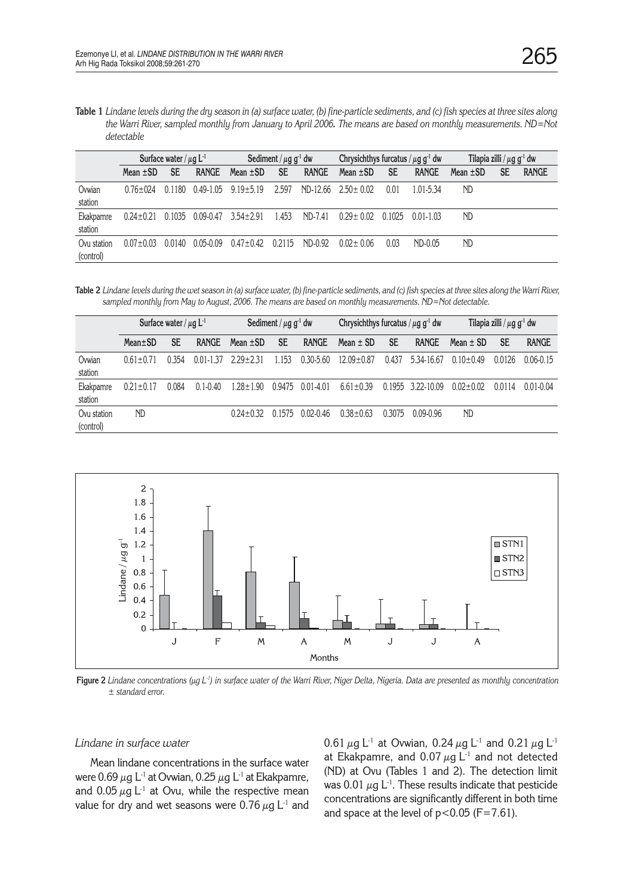**Table 1** *Lindane levels during the dry season in (a) surface water, (b) fine-particle sediments, and (c) fish species at three sites along the Warri River, sampled monthly from January to April 2006. The means are based on monthly measurements. ND=Not detectable*

| | Surface water / $\mu g\ L^{-1}$ | | | Sediment / $\mu g\ g^{-1}$ dw | | | Chrysichthys furcatus / $\mu g\ g^{-1}$ dw | | | Tilapia zilli / $\mu g\ g^{-1}$ dw | | |
|---|---|---|---|---|---|---|---|---|---|---|---|---|
| | Mean ±SD | SE | RANGE | Mean ±SD | SE | RANGE | Mean ±SD | SE | RANGE | Mean ±SD | SE | RANGE |
| Ovwian station | 0.76±024 | 0.1180 | 0.49-1.05 | 9.19±5.19 | 2.597 | ND-12.66 | 2.50± 0.02 | 0.01 | 1.01-5.34 | ND | | |
| Ekakpamre station | 0.24±0.21 | 0.1035 | 0.09-0.47 | 3.54±2.91 | 1.453 | ND-7.41 | 0.29± 0.02 | 0.1025 | 0.01-1.03 | ND | | |
| Ovu station (control) | 0.07±0.03 | 0.0140 | 0.05-0.09 | 0.47±0.42 | 0.2115 | ND-0.92 | 0.02± 0.06 | 0.03 | ND-0.05 | ND | | |

**Table 2** *Lindane levels during the wet season in (a) surface water, (b) fine-particle sediments, and (c) fish species at three sites along the Warri River, sampled monthly from May to August, 2006. The means are based on monthly measurements. ND=Not detectable.*

| | Surface water / $\mu g\ L^{-1}$ | | | Sediment / $\mu g\ g^{-1}$ dw | | | Chrysichthys furcatus / $\mu g\ g^{-1}$ dw | | | Tilapia zilli / $\mu g\ g^{-1}$ dw | | |
|---|---|---|---|---|---|---|---|---|---|---|---|---|
| | Mean±SD | SE | RANGE | Mean ±SD | SE | RANGE | Mean ± SD | SE | RANGE | Mean ± SD | SE | RANGE |
| Ovwian station | 0.61±0.71 | 0.354 | 0.01-1.37 | 2.29±2.31 | 1.153 | 0.30-5.60 | 12.09±0.87 | 0.437 | 5.34-16.67 | 0.10±0.49 | 0.0126 | 0.06-0.15 |
| Ekakpamre station | 0.21±0.17 | 0.084 | 0.1-0.40 | 1.28±1.90 | 0.9475 | 0.01-4.01 | 6.61±0.39 | 0.1955 | 3.22-10.09 | 0.02±0.02 | 0.0114 | 0.01-0.04 |
| Ovu station (control) | ND | | | 0.24±0.32 | 0.1575 | 0.02-0.46 | 0.38±0.63 | 0.3075 | 0.09-0.96 | ND | | |

**Figure 2** *Lindane concentrations ($\mu g\ L^{-1}$) in surface water of the Warri River, Niger Delta, Nigeria. Data are presented as monthly concentration ± standard error.*

### *Lindane in surface water*

Mean lindane concentrations in the surface water were 0.69 $\mu g\ L^{-1}$ at Ovwian, 0.25 $\mu g\ L^{-1}$ at Ekakpamre, and 0.05 $\mu g\ L^{-1}$ at Ovu, while the respective mean value for dry and wet seasons were 0.76 $\mu g\ L^{-1}$ and 0.61 $\mu g\ L^{-1}$ at Ovwian, 0.24 $\mu g\ L^{-1}$ and 0.21 $\mu g\ L^{-1}$ at Ekakpamre, and 0.07 $\mu g\ L^{-1}$ and not detected (ND) at Ovu (Tables 1 and 2). The detection limit was 0.01 $\mu g\ L^{-1}$. These results indicate that pesticide concentrations are significantly different in both time and space at the level of $p<0.05$ ($F=7.61$).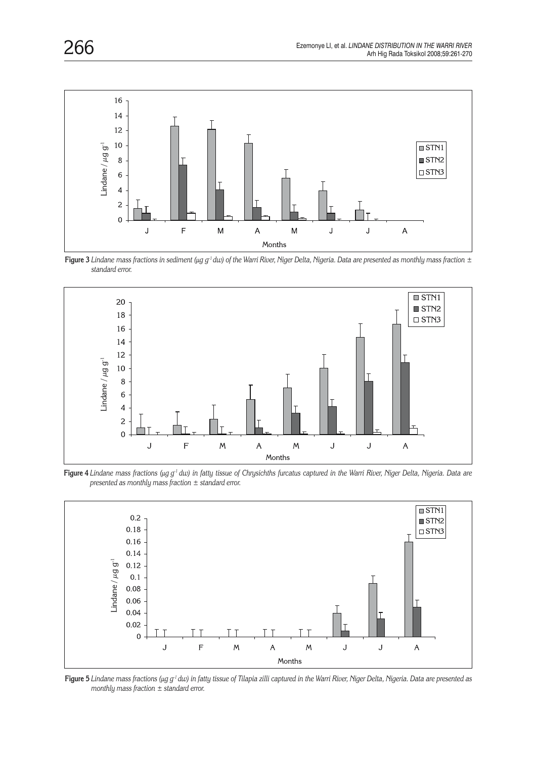**Figure 3** *Lindane mass fractions in sediment (μg g$^{-1}$ dw) of the Warri River, Niger Delta, Nigeria. Data are presented as monthly mass fraction ± standard error.*

**Figure 4** *Lindane mass fractions (μg g$^{-1}$ dw) in fatty tissue of Chrysichths furcatus captured in the Warri River, Niger Delta, Nigeria. Data are presented as monthly mass fraction ± standard error.*

**Figure 5** *Lindane mass fractions (μg g$^{-1}$ dw) in fatty tissue of Tilapia zilli captured in the Warri River, Niger Delta, Nigeria. Data are presented as monthly mass fraction ± standard error.*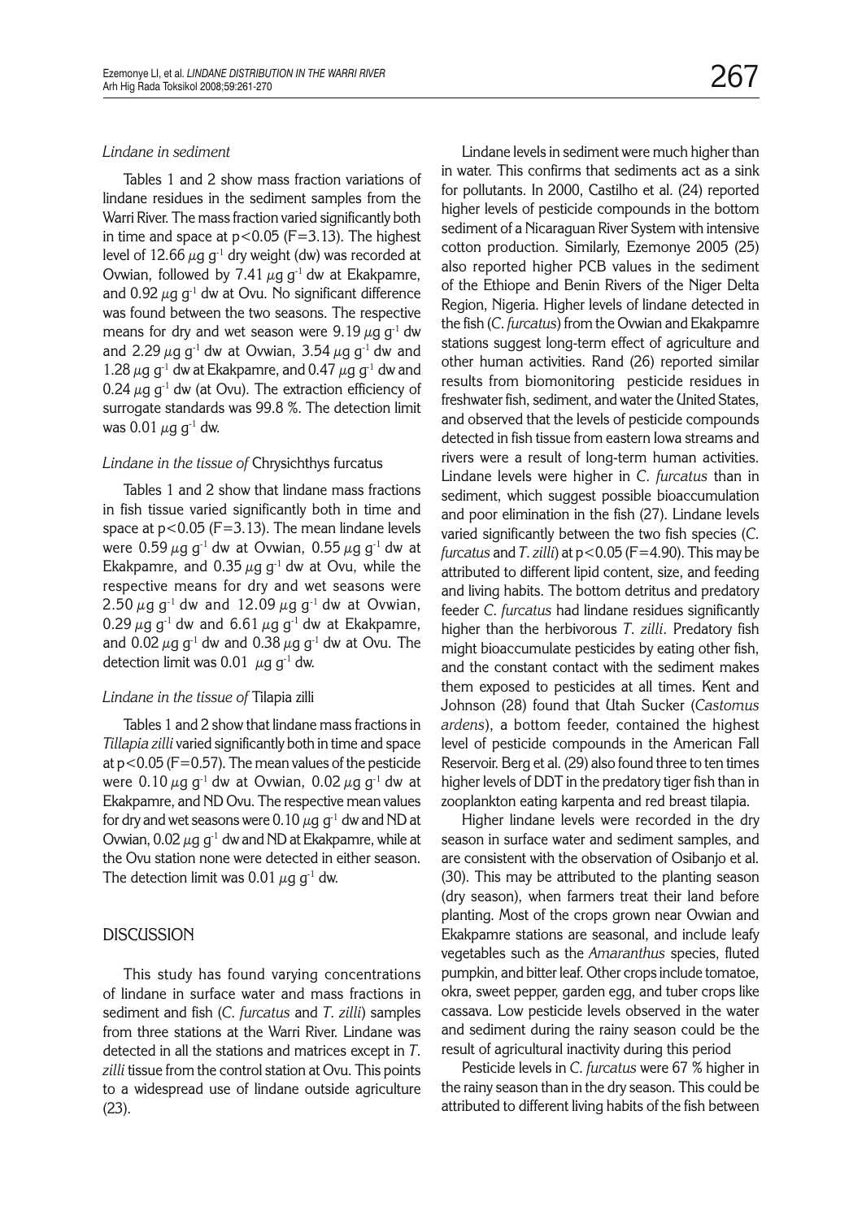*Lindane in sediment*

Tables 1 and 2 show mass fraction variations of lindane residues in the sediment samples from the Warri River. The mass fraction varied significantly both in time and space at $p<0.05$ ($F=3.13$). The highest level of 12.66 $\mu g\ g^{-1}$ dry weight (dw) was recorded at Ovwian, followed by 7.41 $\mu g\ g^{-1}$ dw at Ekakpamre, and 0.92 $\mu g\ g^{-1}$ dw at Ovu. No significant difference was found between the two seasons. The respective means for dry and wet season were 9.19 $\mu g\ g^{-1}$ dw and 2.29 $\mu g\ g^{-1}$ dw at Ovwian, 3.54 $\mu g\ g^{-1}$ dw and 1.28 $\mu g\ g^{-1}$ dw at Ekakpamre, and 0.47 $\mu g\ g^{-1}$ dw and 0.24 $\mu g\ g^{-1}$ dw (at Ovu). The extraction efficiency of surrogate standards was 99.8 %. The detection limit was 0.01 $\mu g\ g^{-1}$ dw.

*Lindane in the tissue of* Chrysichthys furcatus

Tables 1 and 2 show that lindane mass fractions in fish tissue varied significantly both in time and space at $p<0.05$ ($F=3.13$). The mean lindane levels were 0.59 $\mu g\ g^{-1}$ dw at Ovwian, 0.55 $\mu g\ g^{-1}$ dw at Ekakpamre, and 0.35 $\mu g\ g^{-1}$ dw at Ovu, while the respective means for dry and wet seasons were 2.50 $\mu g\ g^{-1}$ dw and 12.09 $\mu g\ g^{-1}$ dw at Ovwian, 0.29 $\mu g\ g^{-1}$ dw and 6.61 $\mu g\ g^{-1}$ dw at Ekakpamre, and 0.02 $\mu g\ g^{-1}$ dw and 0.38 $\mu g\ g^{-1}$ dw at Ovu. The detection limit was 0.01 $\mu g\ g^{-1}$ dw.

*Lindane in the tissue of* Tilapia zilli

Tables 1 and 2 show that lindane mass fractions in *Tillapia zilli* varied significantly both in time and space at $p<0.05$ ($F=0.57$). The mean values of the pesticide were 0.10 $\mu g\ g^{-1}$ dw at Ovwian, 0.02 $\mu g\ g^{-1}$ dw at Ekakpamre, and ND Ovu. The respective mean values for dry and wet seasons were 0.10 $\mu g\ g^{-1}$ dw and ND at Ovwian, 0.02 $\mu g\ g^{-1}$ dw and ND at Ekakpamre, while at the Ovu station none were detected in either season. The detection limit was 0.01 $\mu g\ g^{-1}$ dw.

## DISCUSSION

This study has found varying concentrations of lindane in surface water and mass fractions in sediment and fish (*C. furcatus* and *T. zilli*) samples from three stations at the Warri River. Lindane was detected in all the stations and matrices except in *T. zilli* tissue from the control station at Ovu. This points to a widespread use of lindane outside agriculture (23).

Lindane levels in sediment were much higher than in water. This confirms that sediments act as a sink for pollutants. In 2000, Castilho et al. (24) reported higher levels of pesticide compounds in the bottom sediment of a Nicaraguan River System with intensive cotton production. Similarly, Ezemonye 2005 (25) also reported higher PCB values in the sediment of the Ethiope and Benin Rivers of the Niger Delta Region, Nigeria. Higher levels of lindane detected in the fish (*C. furcatus*) from the Ovwian and Ekakpamre stations suggest long-term effect of agriculture and other human activities. Rand (26) reported similar results from biomonitoring pesticide residues in freshwater fish, sediment, and water the United States, and observed that the levels of pesticide compounds detected in fish tissue from eastern Iowa streams and rivers were a result of long-term human activities. Lindane levels were higher in *C. furcatus* than in sediment, which suggest possible bioaccumulation and poor elimination in the fish (27). Lindane levels varied significantly between the two fish species (*C. furcatus* and *T. zilli*) at $p<0.05$ ($F=4.90$). This may be attributed to different lipid content, size, and feeding and living habits. The bottom detritus and predatory feeder *C. furcatus* had lindane residues significantly higher than the herbivorous *T. zilli*. Predatory fish might bioaccumulate pesticides by eating other fish, and the constant contact with the sediment makes them exposed to pesticides at all times. Kent and Johnson (28) found that Utah Sucker (*Castomus ardens*), a bottom feeder, contained the highest level of pesticide compounds in the American Fall Reservoir. Berg et al. (29) also found three to ten times higher levels of DDT in the predatory tiger fish than in zooplankton eating karpenta and red breast tilapia.

Higher lindane levels were recorded in the dry season in surface water and sediment samples, and are consistent with the observation of Osibanjo et al. (30). This may be attributed to the planting season (dry season), when farmers treat their land before planting. Most of the crops grown near Ovwian and Ekakpamre stations are seasonal, and include leafy vegetables such as the *Amaranthus* species, fluted pumpkin, and bitter leaf. Other crops include tomatoe, okra, sweet pepper, garden egg, and tuber crops like cassava. Low pesticide levels observed in the water and sediment during the rainy season could be the result of agricultural inactivity during this period

Pesticide levels in *C. furcatus* were 67 % higher in the rainy season than in the dry season. This could be attributed to different living habits of the fish between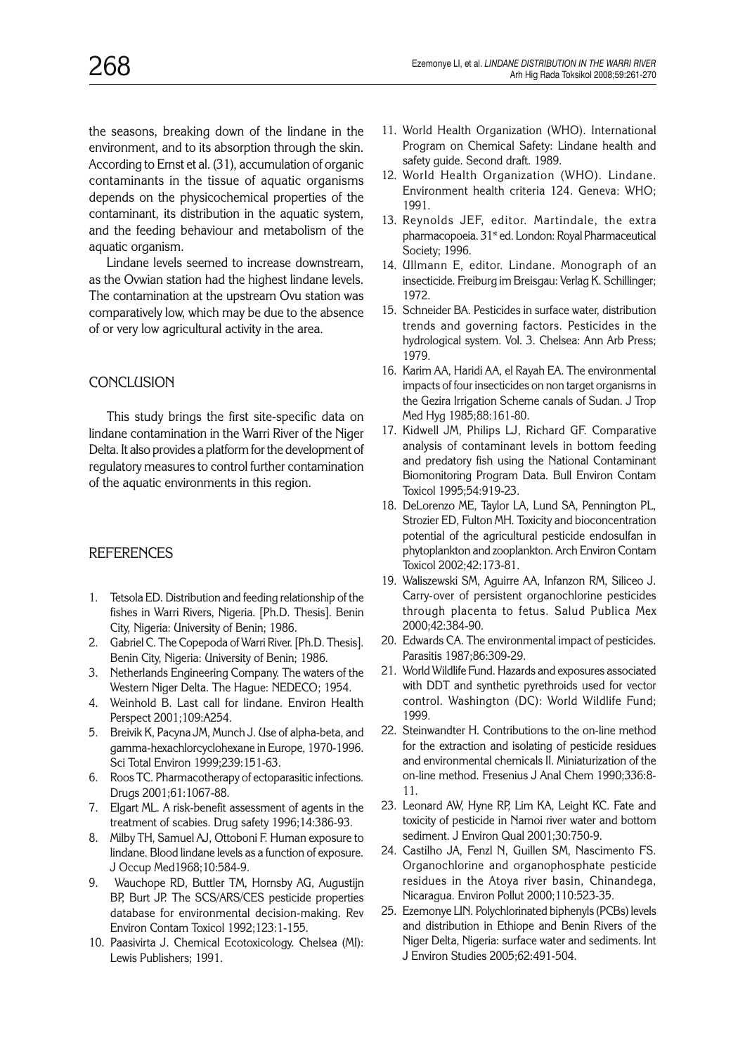the seasons, breaking down of the lindane in the environment, and to its absorption through the skin. According to Ernst et al. (31), accumulation of organic contaminants in the tissue of aquatic organisms depends on the physicochemical properties of the contaminant, its distribution in the aquatic system, and the feeding behaviour and metabolism of the aquatic organism.

Lindane levels seemed to increase downstream, as the Ovwian station had the highest lindane levels. The contamination at the upstream Ovu station was comparatively low, which may be due to the absence of or very low agricultural activity in the area.

## CONCLUSION

This study brings the first site-specific data on lindane contamination in the Warri River of the Niger Delta. It also provides a platform for the development of regulatory measures to control further contamination of the aquatic environments in this region.

## REFERENCES

1. Tetsola ED. Distribution and feeding relationship of the fishes in Warri Rivers, Nigeria. [Ph.D. Thesis]. Benin City, Nigeria: University of Benin; 1986.
2. Gabriel C. The Copepoda of Warri River. [Ph.D. Thesis]. Benin City, Nigeria: University of Benin; 1986.
3. Netherlands Engineering Company. The waters of the Western Niger Delta. The Hague: NEDECO; 1954.
4. Weinhold B. Last call for lindane. Environ Health Perspect 2001;109:A254.
5. Breivik K, Pacyna JM, Munch J. Use of alpha-beta, and gamma-hexachlorcyclohexane in Europe, 1970-1996. Sci Total Environ 1999;239:151-63.
6. Roos TC. Pharmacotherapy of ectoparasitic infections. Drugs 2001;61:1067-88.
7. Elgart ML. A risk-benefit assessment of agents in the treatment of scabies. Drug safety 1996;14:386-93.
8. Milby TH, Samuel AJ, Ottoboni F. Human exposure to lindane. Blood lindane levels as a function of exposure. J Occup Med1968;10:584-9.
9. Wauchope RD, Buttler TM, Hornsby AG, Augustijn BP, Burt JP. The SCS/ARS/CES pesticide properties database for environmental decision-making. Rev Environ Contam Toxicol 1992;123:1-155.
10. Paasivirta J. Chemical Ecotoxicology. Chelsea (MI): Lewis Publishers; 1991.
11. World Health Organization (WHO). International Program on Chemical Safety: Lindane health and safety guide. Second draft. 1989.
12. World Health Organization (WHO). Lindane. Environment health criteria 124. Geneva: WHO; 1991.
13. Reynolds JEF, editor. Martindale, the extra pharmacopoeia. 31st ed. London: Royal Pharmaceutical Society; 1996.
14. Ullmann E, editor. Lindane. Monograph of an insecticide. Freiburg im Breisgau: Verlag K. Schillinger; 1972.
15. Schneider BA. Pesticides in surface water, distribution trends and governing factors. Pesticides in the hydrological system. Vol. 3. Chelsea: Ann Arb Press; 1979.
16. Karim AA, Haridi AA, el Rayah EA. The environmental impacts of four insecticides on non target organisms in the Gezira Irrigation Scheme canals of Sudan. J Trop Med Hyg 1985;88:161-80.
17. Kidwell JM, Philips LJ, Richard GF. Comparative analysis of contaminant levels in bottom feeding and predatory fish using the National Contaminant Biomonitoring Program Data. Bull Environ Contam Toxicol 1995;54:919-23.
18. DeLorenzo ME, Taylor LA, Lund SA, Pennington PL, Strozier ED, Fulton MH. Toxicity and bioconcentration potential of the agricultural pesticide endosulfan in phytoplankton and zooplankton. Arch Environ Contam Toxicol 2002;42:173-81.
19. Waliszewski SM, Aguirre AA, Infanzon RM, Siliceo J. Carry-over of persistent organochlorine pesticides through placenta to fetus. Salud Publica Mex 2000;42:384-90.
20. Edwards CA. The environmental impact of pesticides. Parasitis 1987;86:309-29.
21. World Wildlife Fund. Hazards and exposures associated with DDT and synthetic pyrethroids used for vector control. Washington (DC): World Wildlife Fund; 1999.
22. Steinwandter H. Contributions to the on-line method for the extraction and isolating of pesticide residues and environmental chemicals II. Miniaturization of the on-line method. Fresenius J Anal Chem 1990;336:8-11.
23. Leonard AW, Hyne RP, Lim KA, Leight KC. Fate and toxicity of pesticide in Namoi river water and bottom sediment. J Environ Qual 2001;30:750-9.
24. Castilho JA, Fenzl N, Guillen SM, Nascimento FS. Organochlorine and organophosphate pesticide residues in the Atoya river basin, Chinandega, Nicaragua. Environ Pollut 2000;110:523-35.
25. Ezemonye LIN. Polychlorinated biphenyls (PCBs) levels and distribution in Ethiope and Benin Rivers of the Niger Delta, Nigeria: surface water and sediments. Int J Environ Studies 2005;62:491-504.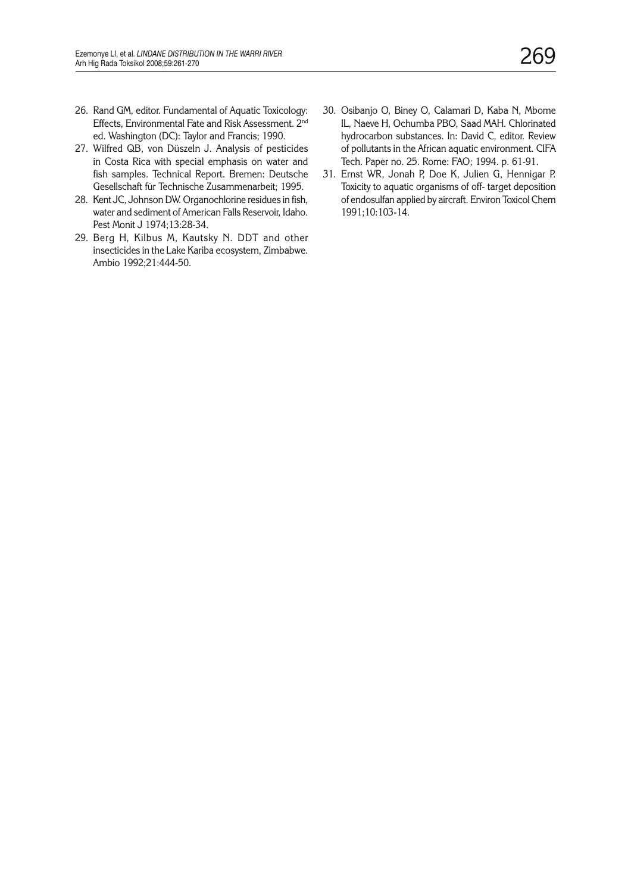26. Rand GM, editor. Fundamental of Aquatic Toxicology: Effects, Environmental Fate and Risk Assessment. 2nd ed. Washington (DC): Taylor and Francis; 1990.
27. Wilfred QB, von Düszeln J. Analysis of pesticides in Costa Rica with special emphasis on water and fish samples. Technical Report. Bremen: Deutsche Gesellschaft für Technische Zusammenarbeit; 1995.
28. Kent JC, Johnson DW. Organochlorine residues in fish, water and sediment of American Falls Reservoir, Idaho. Pest Monit J 1974;13:28-34.
29. Berg H, Kilbus M, Kautsky N. DDT and other insecticides in the Lake Kariba ecosystem, Zimbabwe. Ambio 1992;21:444-50.
30. Osibanjo O, Biney O, Calamari D, Kaba N, Mbome IL, Naeve H, Ochumba PBO, Saad MAH. Chlorinated hydrocarbon substances. In: David C, editor. Review of pollutants in the African aquatic environment. CIFA Tech. Paper no. 25. Rome: FAO; 1994. p. 61-91.
31. Ernst WR, Jonah P, Doe K, Julien G, Hennigar P. Toxicity to aquatic organisms of off- target deposition of endosulfan applied by aircraft. Environ Toxicol Chem 1991;10:103-14.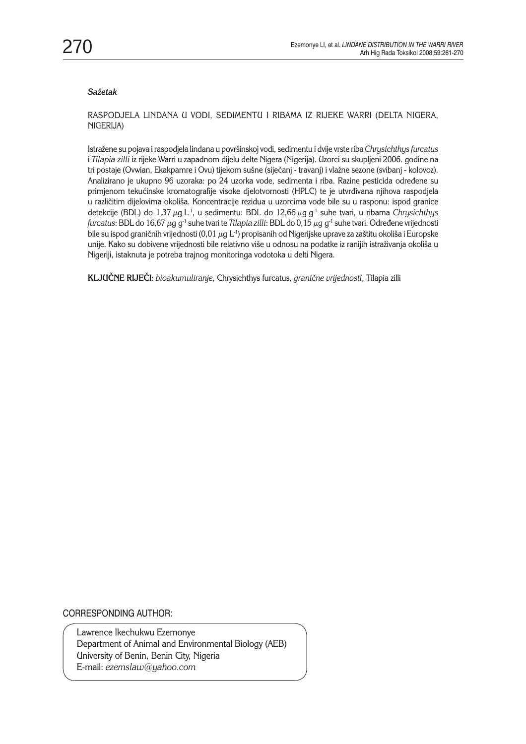*Sažetak*

RASPODJELA LINDANA U VODI, SEDIMENTU I RIBAMA IZ RIJEKE WARRI (DELTA NIGERA, NIGERIJA)

Istražene su pojava i raspodjela lindana u površinskoj vodi, sedimentu i dvije vrste riba *Chrysichthys furcatus* i *Tilapia zilli* iz rijeke Warri u zapadnom dijelu delte Nigera (Nigerija). Uzorci su skupljeni 2006. godine na tri postaje (Ovwian, Ekakpamre i Ovu) tijekom sušne (siječanj - travanj) i vlažne sezone (svibanj - kolovoz). Analizirano je ukupno 96 uzoraka: po 24 uzorka vode, sedimenta i riba. Razine pesticida određene su primjenom tekućinske kromatografije visoke djelotvornosti (HPLC) te je utvrđivana njihova raspodjela u različitim dijelovima okoliša. Koncentracije rezidua u uzorcima vode bile su u rasponu: ispod granice detekcije (BDL) do 1,37 $\mu$g $L^{-1}$, u sedimentu: BDL do 12,66 $\mu$g $g^{-1}$ suhe tvari, u ribama *Chrysichthys furcatus*: BDL do 16,67 $\mu$g $g^{-1}$ suhe tvari te *Tilapia zilli*: BDL do 0,15 $\mu$g $g^{-1}$ suhe tvari. Određene vrijednosti bile su ispod graničnih vrijednosti (0,01 $\mu$g $L^{-1}$) propisanih od Nigerijske uprave za zaštitu okoliša i Europske unije. Kako su dobivene vrijednosti bile relativno više u odnosu na podatke iz ranijih istraživanja okoliša u Nigeriji, istaknuta je potreba trajnog monitoringa vodotoka u delti Nigera.

**KLJUČNE RIJEČI**: *bioakumuliranje,* Chrysichthys furcatus*, granične vrijednosti,* Tilapia zilli

CORRESPONDING AUTHOR:

Lawrence Ikechukwu Ezemonye
Department of Animal and Environmental Biology (AEB)
University of Benin, Benin City, Nigeria
E-mail: *ezemslaw@yahoo.com*